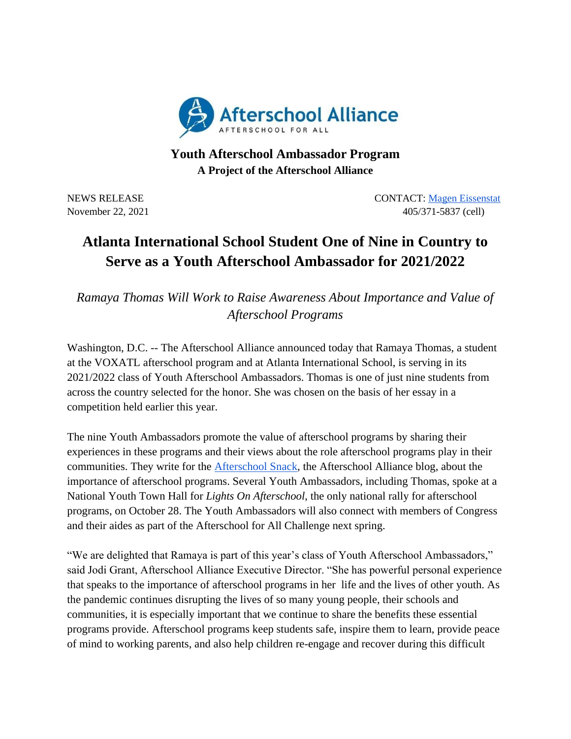**Afterschool Alliance**
AFTERSCHOOL FOR ALL

## Youth Afterschool Ambassador Program

**A Project of the Afterschool Alliance**

NEWS RELEASE
November 22, 2021

CONTACT: [Magen Eissenstat]
405/371-5837 (cell)

# Atlanta International School Student One of Nine in Country to Serve as a Youth Afterschool Ambassador for 2021/2022

*Ramaya Thomas Will Work to Raise Awareness About Importance and Value of Afterschool Programs*

Washington, D.C. -- The Afterschool Alliance announced today that Ramaya Thomas, a student at the VOXATL afterschool program and at Atlanta International School, is serving in its 2021/2022 class of Youth Afterschool Ambassadors. Thomas is one of just nine students from across the country selected for the honor. She was chosen on the basis of her essay in a competition held earlier this year.

The nine Youth Ambassadors promote the value of afterschool programs by sharing their experiences in these programs and their views about the role afterschool programs play in their communities. They write for the [Afterschool Snack], the Afterschool Alliance blog, about the importance of afterschool programs. Several Youth Ambassadors, including Thomas, spoke at a National Youth Town Hall for *Lights On Afterschool*, the only national rally for afterschool programs, on October 28. The Youth Ambassadors will also connect with members of Congress and their aides as part of the Afterschool for All Challenge next spring.

"We are delighted that Ramaya is part of this year's class of Youth Afterschool Ambassadors," said Jodi Grant, Afterschool Alliance Executive Director. "She has powerful personal experience that speaks to the importance of afterschool programs in her life and the lives of other youth. As the pandemic continues disrupting the lives of so many young people, their schools and communities, it is especially important that we continue to share the benefits these essential programs provide. Afterschool programs keep students safe, inspire them to learn, provide peace of mind to working parents, and also help children re-engage and recover during this difficult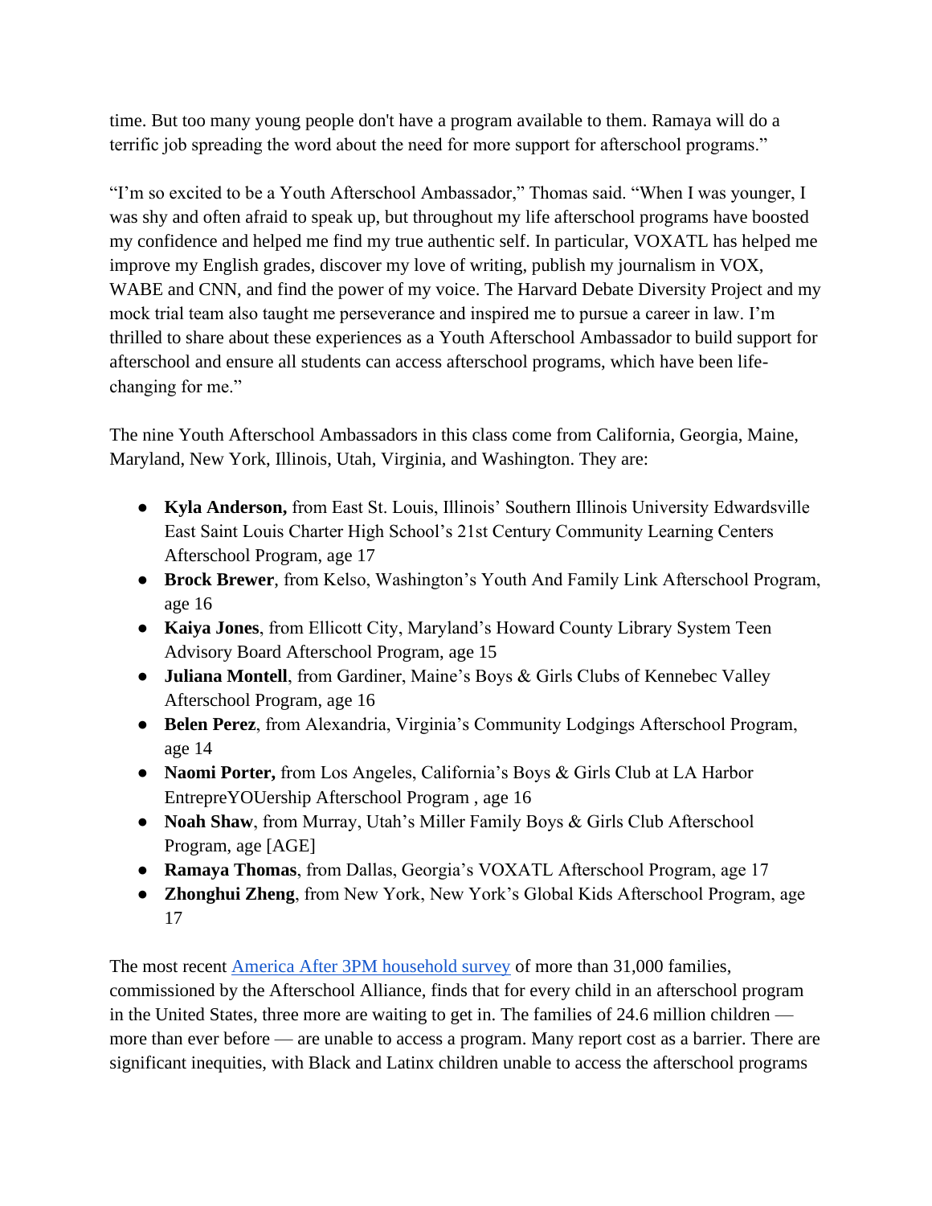time. But too many young people don't have a program available to them. Ramaya will do a terrific job spreading the word about the need for more support for afterschool programs."

"I'm so excited to be a Youth Afterschool Ambassador," Thomas said. "When I was younger, I was shy and often afraid to speak up, but throughout my life afterschool programs have boosted my confidence and helped me find my true authentic self. In particular, VOXATL has helped me improve my English grades, discover my love of writing, publish my journalism in VOX, WABE and CNN, and find the power of my voice. The Harvard Debate Diversity Project and my mock trial team also taught me perseverance and inspired me to pursue a career in law. I'm thrilled to share about these experiences as a Youth Afterschool Ambassador to build support for afterschool and ensure all students can access afterschool programs, which have been life-changing for me."

The nine Youth Afterschool Ambassadors in this class come from California, Georgia, Maine, Maryland, New York, Illinois, Utah, Virginia, and Washington. They are:

- **Kyla Anderson,** from East St. Louis, Illinois' Southern Illinois University Edwardsville East Saint Louis Charter High School's 21st Century Community Learning Centers Afterschool Program, age 17
- **Brock Brewer**, from Kelso, Washington's Youth And Family Link Afterschool Program, age 16
- **Kaiya Jones**, from Ellicott City, Maryland's Howard County Library System Teen Advisory Board Afterschool Program, age 15
- **Juliana Montell**, from Gardiner, Maine's Boys & Girls Clubs of Kennebec Valley Afterschool Program, age 16
- **Belen Perez**, from Alexandria, Virginia's Community Lodgings Afterschool Program, age 14
- **Naomi Porter,** from Los Angeles, California's Boys & Girls Club at LA Harbor EntrepreYOUership Afterschool Program , age 16
- **Noah Shaw**, from Murray, Utah's Miller Family Boys & Girls Club Afterschool Program, age [AGE]
- **Ramaya Thomas**, from Dallas, Georgia's VOXATL Afterschool Program, age 17
- **Zhonghui Zheng**, from New York, New York's Global Kids Afterschool Program, age 17

The most recent America After 3PM household survey of more than 31,000 families, commissioned by the Afterschool Alliance, finds that for every child in an afterschool program in the United States, three more are waiting to get in. The families of 24.6 million children — more than ever before — are unable to access a program. Many report cost as a barrier. There are significant inequities, with Black and Latinx children unable to access the afterschool programs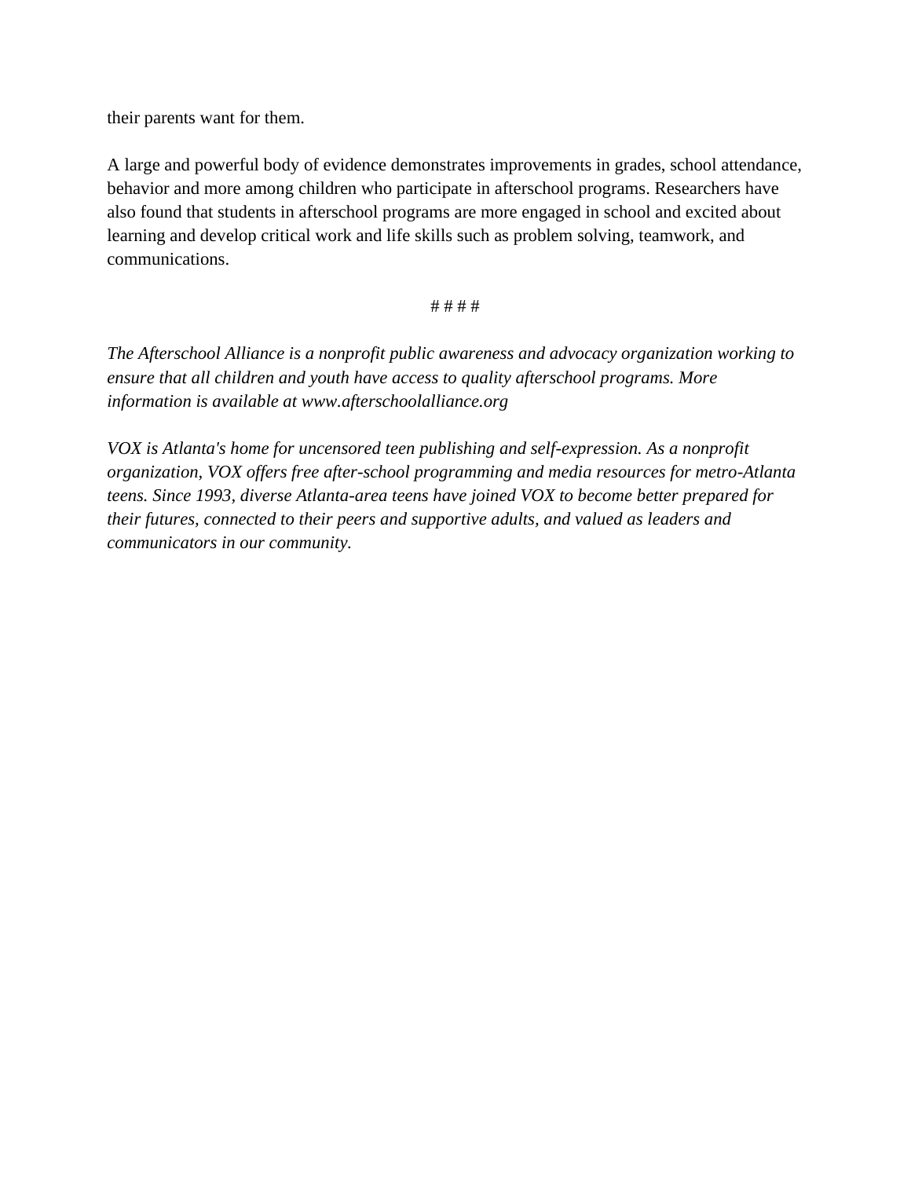their parents want for them.

A large and powerful body of evidence demonstrates improvements in grades, school attendance, behavior and more among children who participate in afterschool programs. Researchers have also found that students in afterschool programs are more engaged in school and excited about learning and develop critical work and life skills such as problem solving, teamwork, and communications.

# # # #

*The Afterschool Alliance is a nonprofit public awareness and advocacy organization working to ensure that all children and youth have access to quality afterschool programs. More information is available at www.afterschoolalliance.org*

*VOX is Atlanta's home for uncensored teen publishing and self-expression. As a nonprofit organization, VOX offers free after-school programming and media resources for metro-Atlanta teens. Since 1993, diverse Atlanta-area teens have joined VOX to become better prepared for their futures, connected to their peers and supportive adults, and valued as leaders and communicators in our community.*